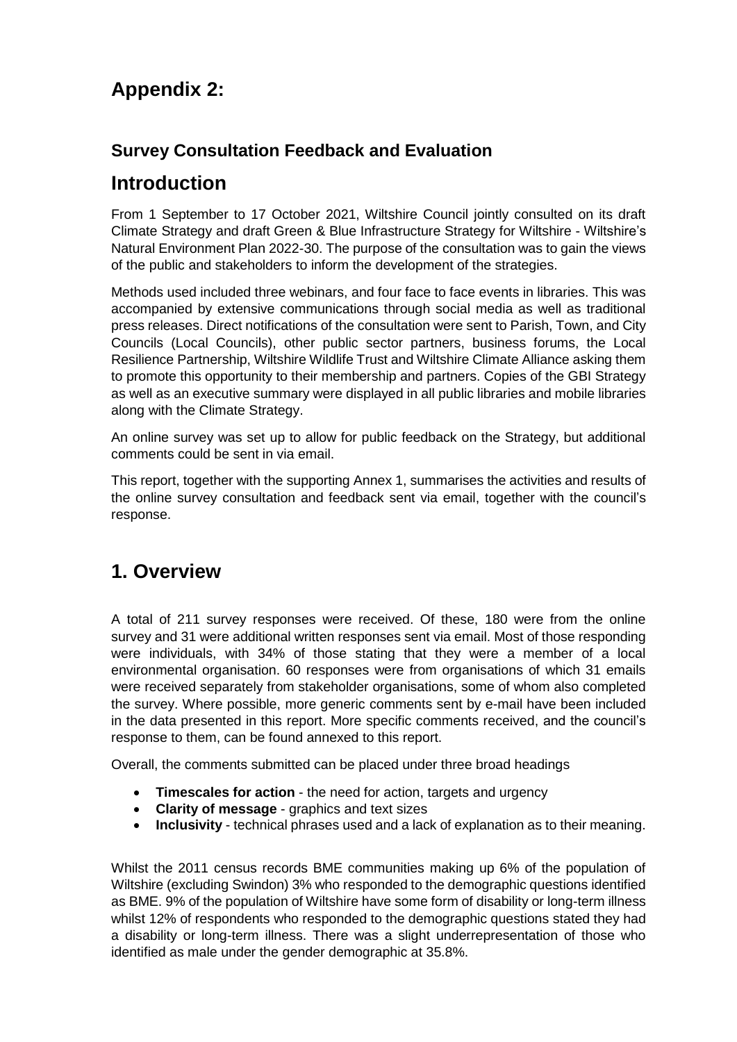# Appendix 2:

### Survey Consultation Feedback and Evaluation

## Introduction

From 1 September to 17 October 2021, Wiltshire Council jointly consulted on its draft Climate Strategy and draft Green & Blue Infrastructure Strategy for Wiltshire - Wiltshire's Natural Environment Plan 2022-30. The purpose of the consultation was to gain the views of the public and stakeholders to inform the development of the strategies.

Methods used included three webinars, and four face to face events in libraries. This was accompanied by extensive communications through social media as well as traditional press releases. Direct notifications of the consultation were sent to Parish, Town, and City Councils (Local Councils), other public sector partners, business forums, the Local Resilience Partnership, Wiltshire Wildlife Trust and Wiltshire Climate Alliance asking them to promote this opportunity to their membership and partners. Copies of the GBI Strategy as well as an executive summary were displayed in all public libraries and mobile libraries along with the Climate Strategy.

An online survey was set up to allow for public feedback on the Strategy, but additional comments could be sent in via email.

This report, together with the supporting Annex 1, summarises the activities and results of the online survey consultation and feedback sent via email, together with the council's response.

## 1. Overview

A total of 211 survey responses were received. Of these, 180 were from the online survey and 31 were additional written responses sent via email. Most of those responding were individuals, with 34% of those stating that they were a member of a local environmental organisation. 60 responses were from organisations of which 31 emails were received separately from stakeholder organisations, some of whom also completed the survey. Where possible, more generic comments sent by e-mail have been included in the data presented in this report. More specific comments received, and the council's response to them, can be found annexed to this report.

Overall, the comments submitted can be placed under three broad headings

- **Timescales for action** - the need for action, targets and urgency
- **Clarity of message** - graphics and text sizes
- **Inclusivity** - technical phrases used and a lack of explanation as to their meaning.

Whilst the 2011 census records BME communities making up 6% of the population of Wiltshire (excluding Swindon) 3% who responded to the demographic questions identified as BME. 9% of the population of Wiltshire have some form of disability or long-term illness whilst 12% of respondents who responded to the demographic questions stated they had a disability or long-term illness. There was a slight underrepresentation of those who identified as male under the gender demographic at 35.8%.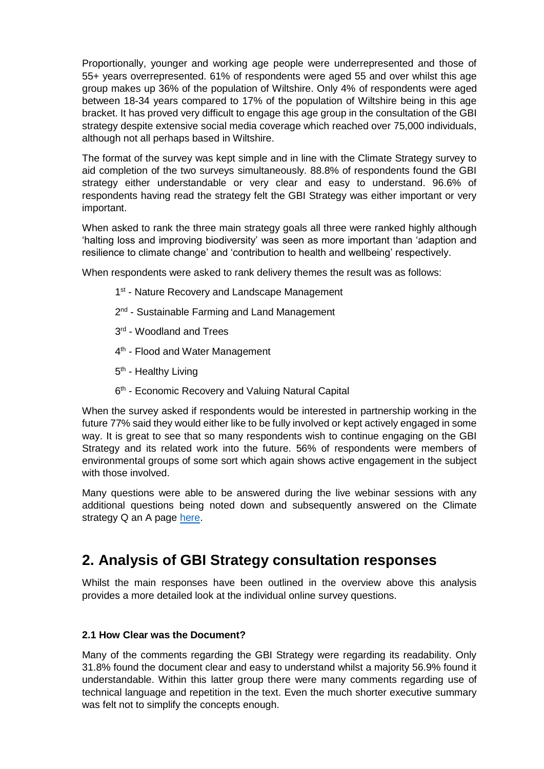Proportionally, younger and working age people were underrepresented and those of 55+ years overrepresented. 61% of respondents were aged 55 and over whilst this age group makes up 36% of the population of Wiltshire. Only 4% of respondents were aged between 18-34 years compared to 17% of the population of Wiltshire being in this age bracket. It has proved very difficult to engage this age group in the consultation of the GBI strategy despite extensive social media coverage which reached over 75,000 individuals, although not all perhaps based in Wiltshire.

The format of the survey was kept simple and in line with the Climate Strategy survey to aid completion of the two surveys simultaneously. 88.8% of respondents found the GBI strategy either understandable or very clear and easy to understand. 96.6% of respondents having read the strategy felt the GBI Strategy was either important or very important.

When asked to rank the three main strategy goals all three were ranked highly although 'halting loss and improving biodiversity' was seen as more important than 'adaption and resilience to climate change' and 'contribution to health and wellbeing' respectively.

When respondents were asked to rank delivery themes the result was as follows:

- 1st - Nature Recovery and Landscape Management
- 2nd - Sustainable Farming and Land Management
- 3rd - Woodland and Trees
- 4th - Flood and Water Management
- 5th - Healthy Living
- 6th - Economic Recovery and Valuing Natural Capital

When the survey asked if respondents would be interested in partnership working in the future 77% said they would either like to be fully involved or kept actively engaged in some way. It is great to see that so many respondents wish to continue engaging on the GBI Strategy and its related work into the future. 56% of respondents were members of environmental groups of some sort which again shows active engagement in the subject with those involved.

Many questions were able to be answered during the live webinar sessions with any additional questions being noted down and subsequently answered on the Climate strategy Q an A page [here](here).

## 2. Analysis of GBI Strategy consultation responses

Whilst the main responses have been outlined in the overview above this analysis provides a more detailed look at the individual online survey questions.

### 2.1 How Clear was the Document?

Many of the comments regarding the GBI Strategy were regarding its readability. Only 31.8% found the document clear and easy to understand whilst a majority 56.9% found it understandable. Within this latter group there were many comments regarding use of technical language and repetition in the text. Even the much shorter executive summary was felt not to simplify the concepts enough.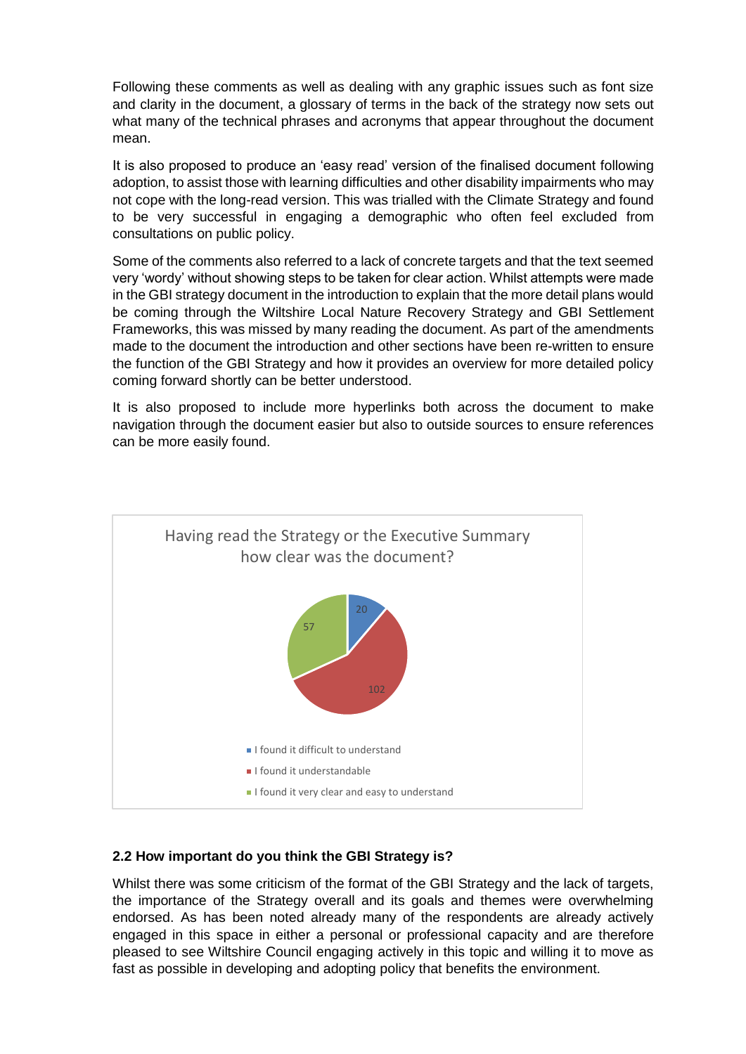Following these comments as well as dealing with any graphic issues such as font size and clarity in the document, a glossary of terms in the back of the strategy now sets out what many of the technical phrases and acronyms that appear throughout the document mean.

It is also proposed to produce an 'easy read' version of the finalised document following adoption, to assist those with learning difficulties and other disability impairments who may not cope with the long-read version. This was trialled with the Climate Strategy and found to be very successful in engaging a demographic who often feel excluded from consultations on public policy.

Some of the comments also referred to a lack of concrete targets and that the text seemed very 'wordy' without showing steps to be taken for clear action. Whilst attempts were made in the GBI strategy document in the introduction to explain that the more detail plans would be coming through the Wiltshire Local Nature Recovery Strategy and GBI Settlement Frameworks, this was missed by many reading the document. As part of the amendments made to the document the introduction and other sections have been re-written to ensure the function of the GBI Strategy and how it provides an overview for more detailed policy coming forward shortly can be better understood.

It is also proposed to include more hyperlinks both across the document to make navigation through the document easier but also to outside sources to ensure references can be more easily found.

Having read the Strategy or the Executive Summary how clear was the document?

| Response | Count |
|---|---|
| I found it difficult to understand | 20 |
| I found it understandable | 102 |
| I found it very clear and easy to understand | 57 |

**2.2 How important do you think the GBI Strategy is?**

Whilst there was some criticism of the format of the GBI Strategy and the lack of targets, the importance of the Strategy overall and its goals and themes were overwhelming endorsed. As has been noted already many of the respondents are already actively engaged in this space in either a personal or professional capacity and are therefore pleased to see Wiltshire Council engaging actively in this topic and willing it to move as fast as possible in developing and adopting policy that benefits the environment.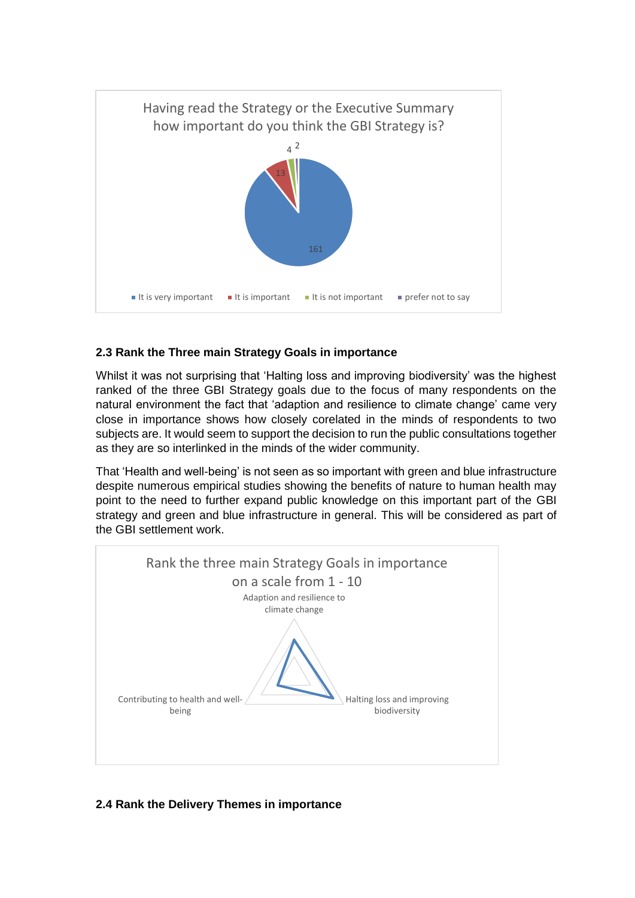Having read the Strategy or the Executive Summary how important do you think the GBI Strategy is?

| Response | Count |
|---|---|
| It is very important | 161 |
| It is important | 13 |
| It is not important | 4 |
| prefer not to say | 2 |

## 2.3 Rank the Three main Strategy Goals in importance

Whilst it was not surprising that 'Halting loss and improving biodiversity' was the highest ranked of the three GBI Strategy goals due to the focus of many respondents on the natural environment the fact that 'adaption and resilience to climate change' came very close in importance shows how closely corelated in the minds of respondents to two subjects are. It would seem to support the decision to run the public consultations together as they are so interlinked in the minds of the wider community.

That 'Health and well-being' is not seen as so important with green and blue infrastructure despite numerous empirical studies showing the benefits of nature to human health may point to the need to further expand public knowledge on this important part of the GBI strategy and green and blue infrastructure in general. This will be considered as part of the GBI settlement work.

Rank the three main Strategy Goals in importance on a scale from 1 - 10

Adaption and resilience to climate change

Contributing to health and well-being

Halting loss and improving biodiversity

## 2.4 Rank the Delivery Themes in importance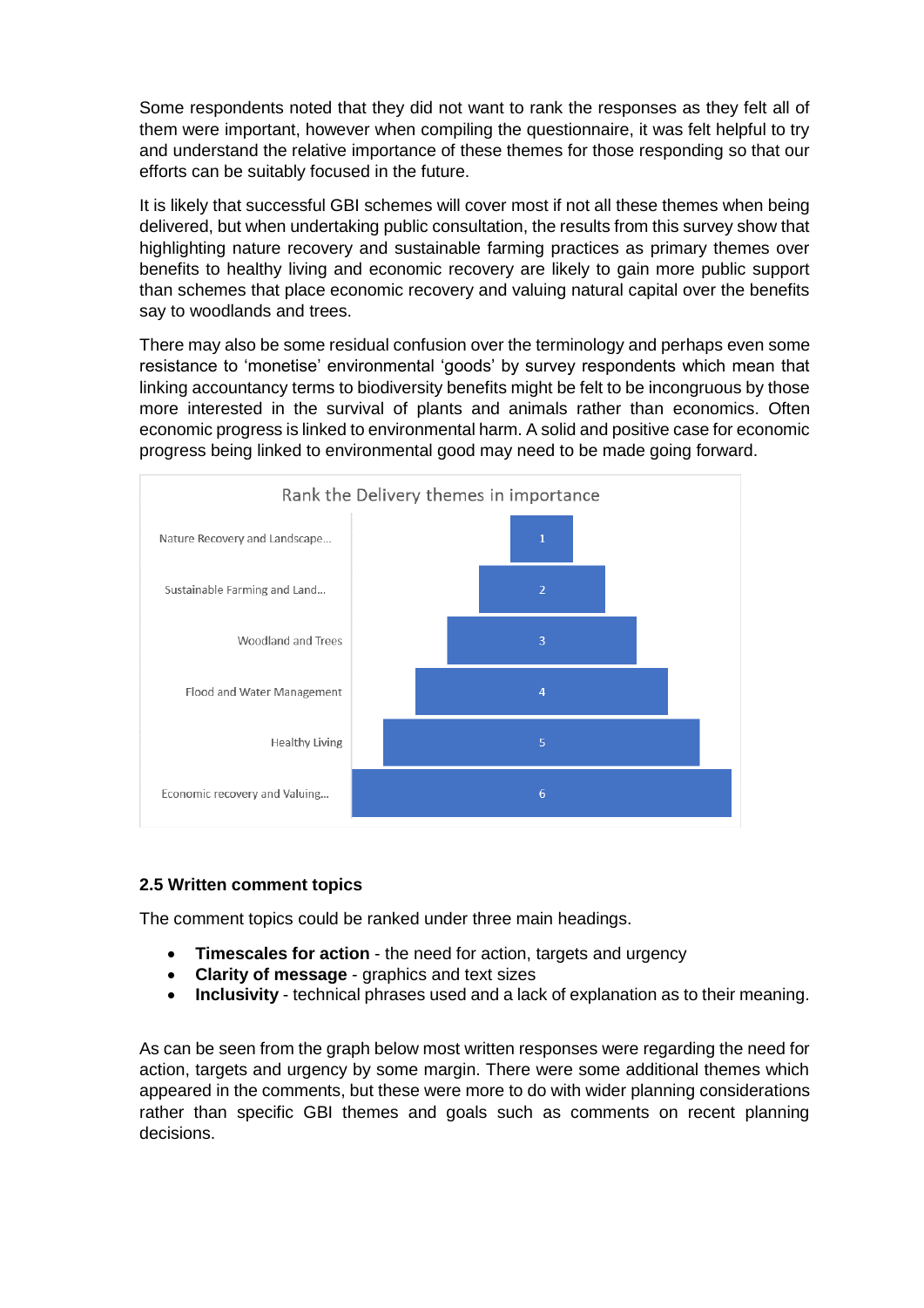Some respondents noted that they did not want to rank the responses as they felt all of them were important, however when compiling the questionnaire, it was felt helpful to try and understand the relative importance of these themes for those responding so that our efforts can be suitably focused in the future.

It is likely that successful GBI schemes will cover most if not all these themes when being delivered, but when undertaking public consultation, the results from this survey show that highlighting nature recovery and sustainable farming practices as primary themes over benefits to healthy living and economic recovery are likely to gain more public support than schemes that place economic recovery and valuing natural capital over the benefits say to woodlands and trees.

There may also be some residual confusion over the terminology and perhaps even some resistance to 'monetise' environmental 'goods' by survey respondents which mean that linking accountancy terms to biodiversity benefits might be felt to be incongruous by those more interested in the survival of plants and animals rather than economics. Often economic progress is linked to environmental harm. A solid and positive case for economic progress being linked to environmental good may need to be made going forward.

**Rank the Delivery themes in importance**

| Theme | Rank |
|---|---|
| Nature Recovery and Landscape... | 1 |
| Sustainable Farming and Land... | 2 |
| Woodland and Trees | 3 |
| Flood and Water Management | 4 |
| Healthy Living | 5 |
| Economic recovery and Valuing... | 6 |

### 2.5 Written comment topics

The comment topics could be ranked under three main headings.

- **Timescales for action** - the need for action, targets and urgency
- **Clarity of message** - graphics and text sizes
- **Inclusivity** - technical phrases used and a lack of explanation as to their meaning.

As can be seen from the graph below most written responses were regarding the need for action, targets and urgency by some margin. There were some additional themes which appeared in the comments, but these were more to do with wider planning considerations rather than specific GBI themes and goals such as comments on recent planning decisions.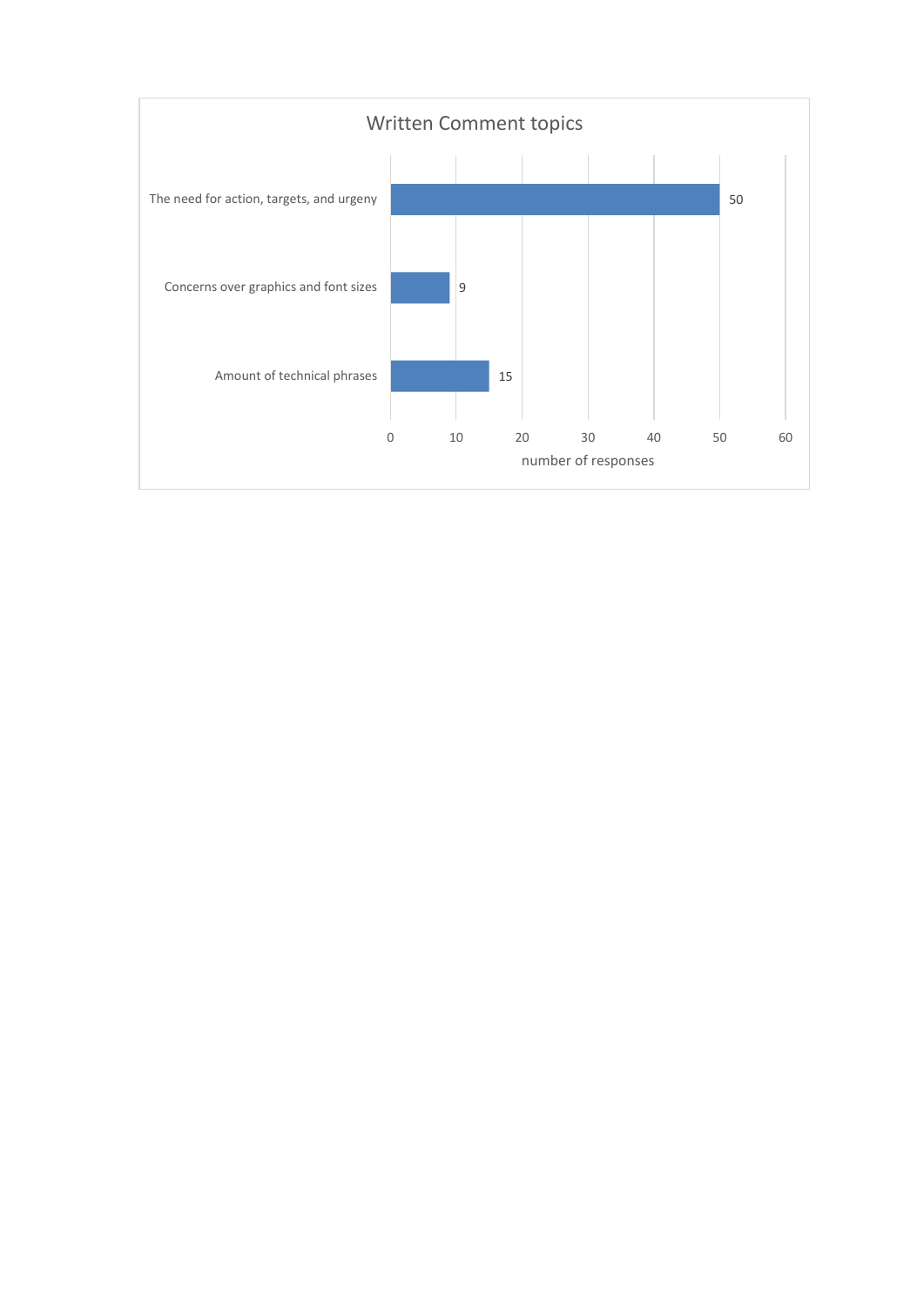Written Comment topics

| Topic | Number of responses |
|---|---|
| The need for action, targets, and urgeny | 50 |
| Concerns over graphics and font sizes | 9 |
| Amount of technical phrases | 15 |

number of responses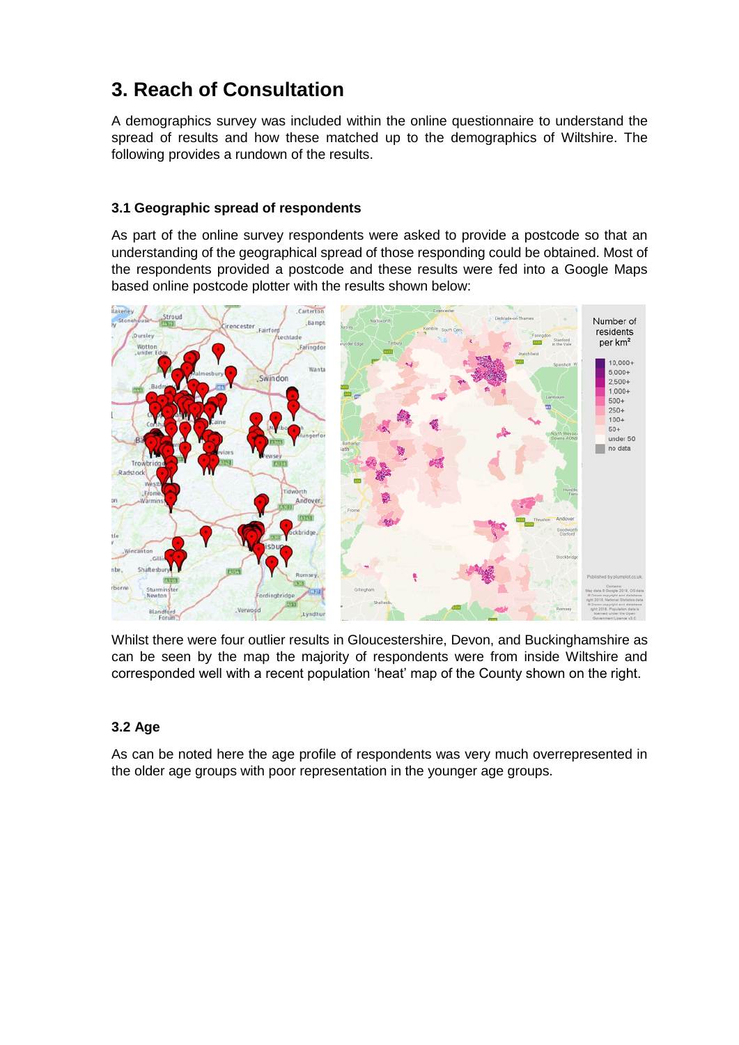# 3. Reach of Consultation

A demographics survey was included within the online questionnaire to understand the spread of results and how these matched up to the demographics of Wiltshire. The following provides a rundown of the results.

### 3.1 Geographic spread of respondents

As part of the online survey respondents were asked to provide a postcode so that an understanding of the geographical spread of those responding could be obtained. Most of the respondents provided a postcode and these results were fed into a Google Maps based online postcode plotter with the results shown below:

Whilst there were four outlier results in Gloucestershire, Devon, and Buckinghamshire as can be seen by the map the majority of respondents were from inside Wiltshire and corresponded well with a recent population 'heat' map of the County shown on the right.

### 3.2 Age

As can be noted here the age profile of respondents was very much overrepresented in the older age groups with poor representation in the younger age groups.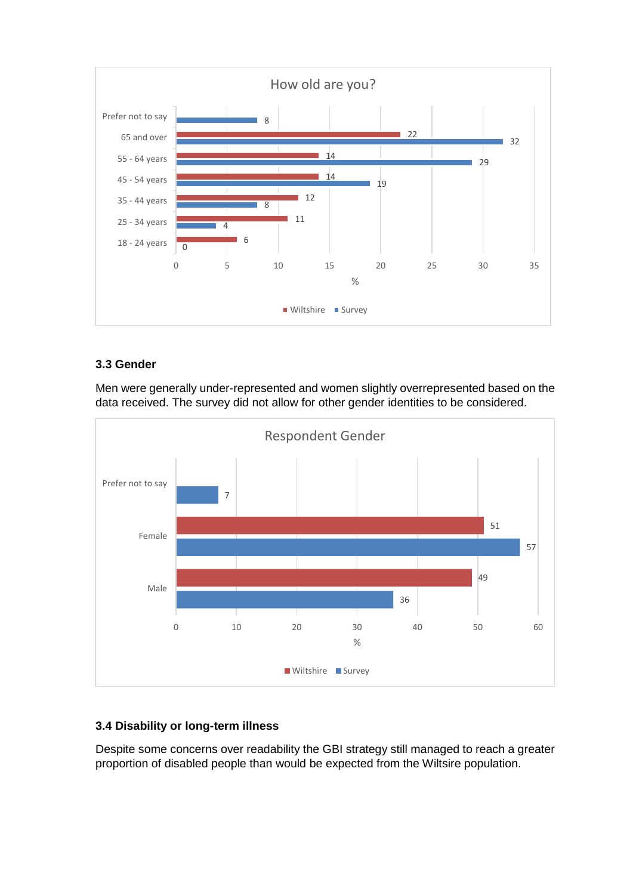**How old are you?**

| Age | Wiltshire (%) | Survey (%) |
|---|---|---|
| Prefer not to say | | 8 |
| 65 and over | 22 | 32 |
| 55 - 64 years | 14 | 29 |
| 45 - 54 years | 14 | 19 |
| 35 - 44 years | 12 | 8 |
| 25 - 34 years | 11 | 4 |
| 18 - 24 years | 6 | 0 |

### 3.3 Gender

Men were generally under-represented and women slightly overrepresented based on the data received. The survey did not allow for other gender identities to be considered.

**Respondent Gender**

| Gender | Wiltshire (%) | Survey (%) |
|---|---|---|
| Prefer not to say | | 7 |
| Female | 51 | 57 |
| Male | 49 | 36 |

### 3.4 Disability or long-term illness

Despite some concerns over readability the GBI strategy still managed to reach a greater proportion of disabled people than would be expected from the Wiltsire population.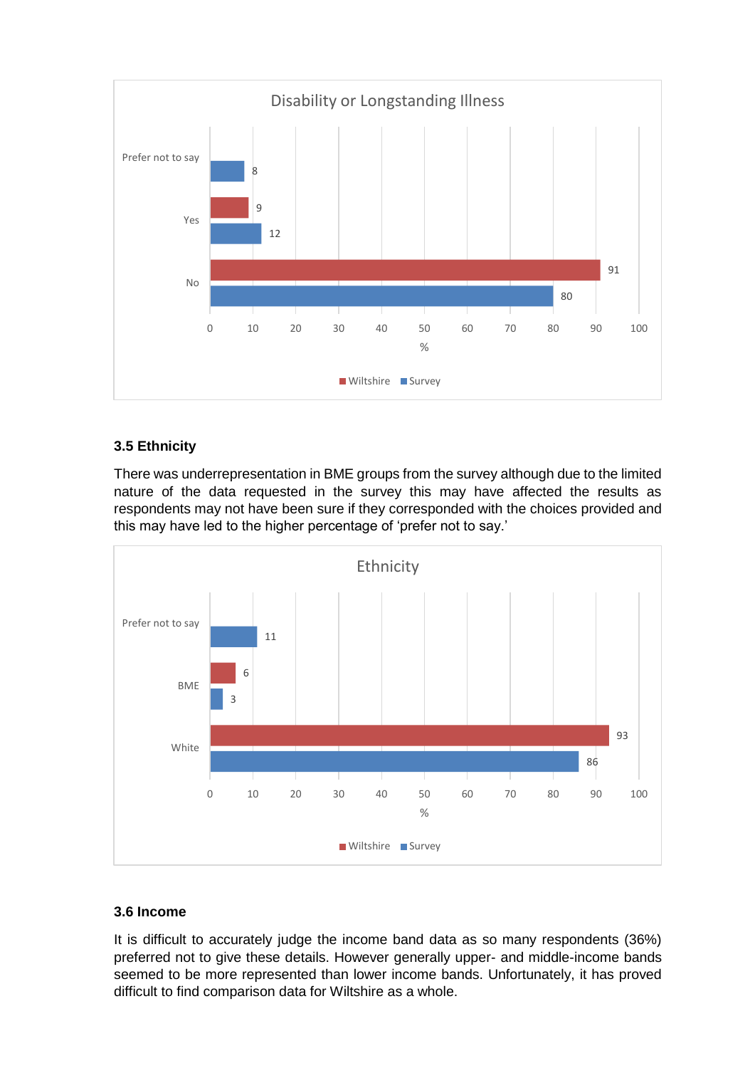**Disability or Longstanding Illness**

| | Wiltshire (%) | Survey (%) |
|---|---|---|
| Prefer not to say | | 8 |
| Yes | 9 | 12 |
| No | 91 | 80 |

### 3.5 Ethnicity

There was underrepresentation in BME groups from the survey although due to the limited nature of the data requested in the survey this may have affected the results as respondents may not have been sure if they corresponded with the choices provided and this may have led to the higher percentage of 'prefer not to say.'

**Ethnicity**

| | Wiltshire (%) | Survey (%) |
|---|---|---|
| Prefer not to say | | 11 |
| BME | 6 | 3 |
| White | 93 | 86 |

### 3.6 Income

It is difficult to accurately judge the income band data as so many respondents (36%) preferred not to give these details. However generally upper- and middle-income bands seemed to be more represented than lower income bands. Unfortunately, it has proved difficult to find comparison data for Wiltshire as a whole.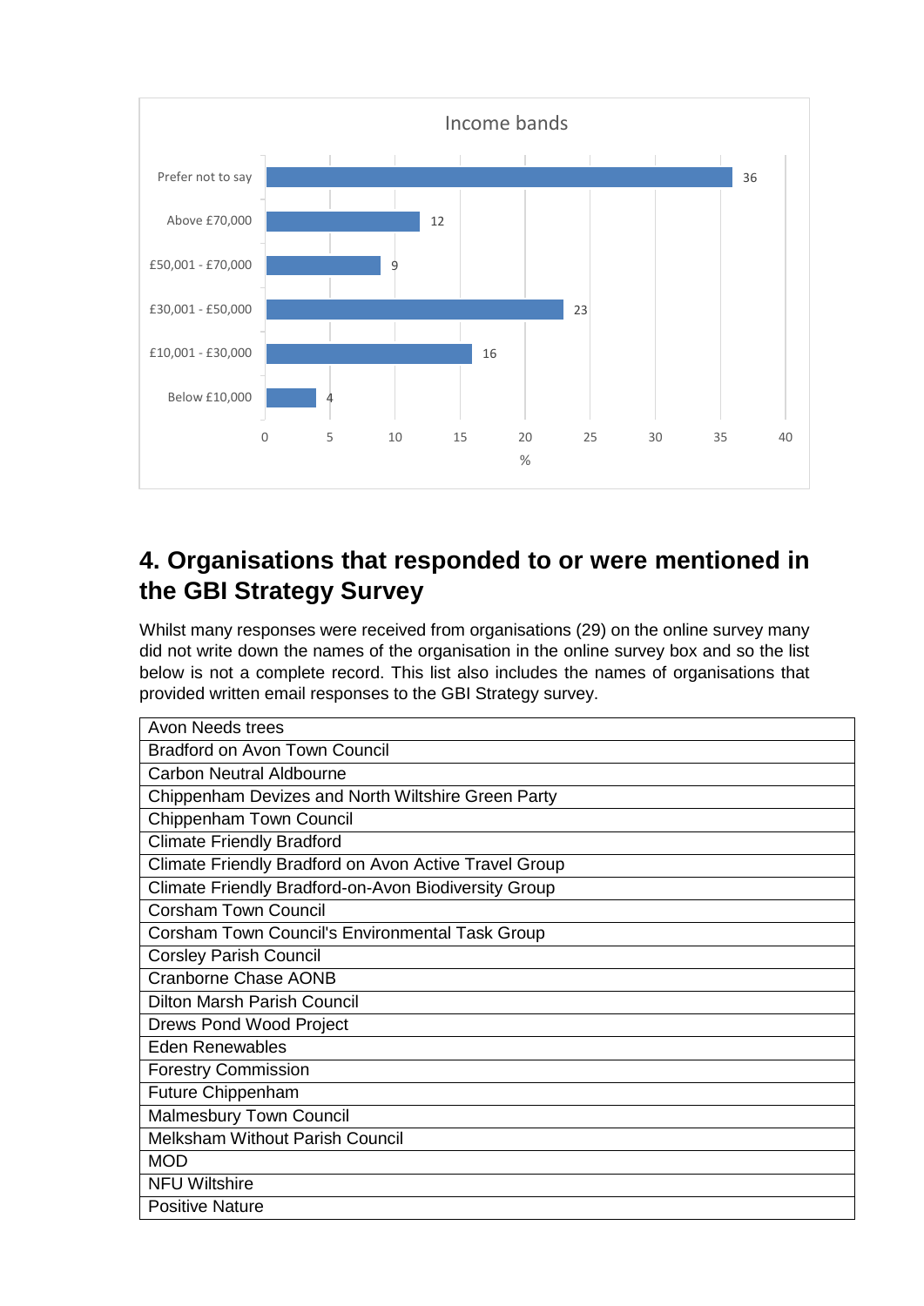**Income bands**

| Income band | % |
|---|---|
| Prefer not to say | 36 |
| Above £70,000 | 12 |
| £50,001 - £70,000 | 9 |
| £30,001 - £50,000 | 23 |
| £10,001 - £30,000 | 16 |
| Below £10,000 | 4 |

## 4. Organisations that responded to or were mentioned in the GBI Strategy Survey

Whilst many responses were received from organisations (29) on the online survey many did not write down the names of the organisation in the online survey box and so the list below is not a complete record. This list also includes the names of organisations that provided written email responses to the GBI Strategy survey.

| |
|---|
| Avon Needs trees |
| Bradford on Avon Town Council |
| Carbon Neutral Aldbourne |
| Chippenham Devizes and North Wiltshire Green Party |
| Chippenham Town Council |
| Climate Friendly Bradford |
| Climate Friendly Bradford on Avon Active Travel Group |
| Climate Friendly Bradford-on-Avon Biodiversity Group |
| Corsham Town Council |
| Corsham Town Council's Environmental Task Group |
| Corsley Parish Council |
| Cranborne Chase AONB |
| Dilton Marsh Parish Council |
| Drews Pond Wood Project |
| Eden Renewables |
| Forestry Commission |
| Future Chippenham |
| Malmesbury Town Council |
| Melksham Without Parish Council |
| MOD |
| NFU Wiltshire |
| Positive Nature |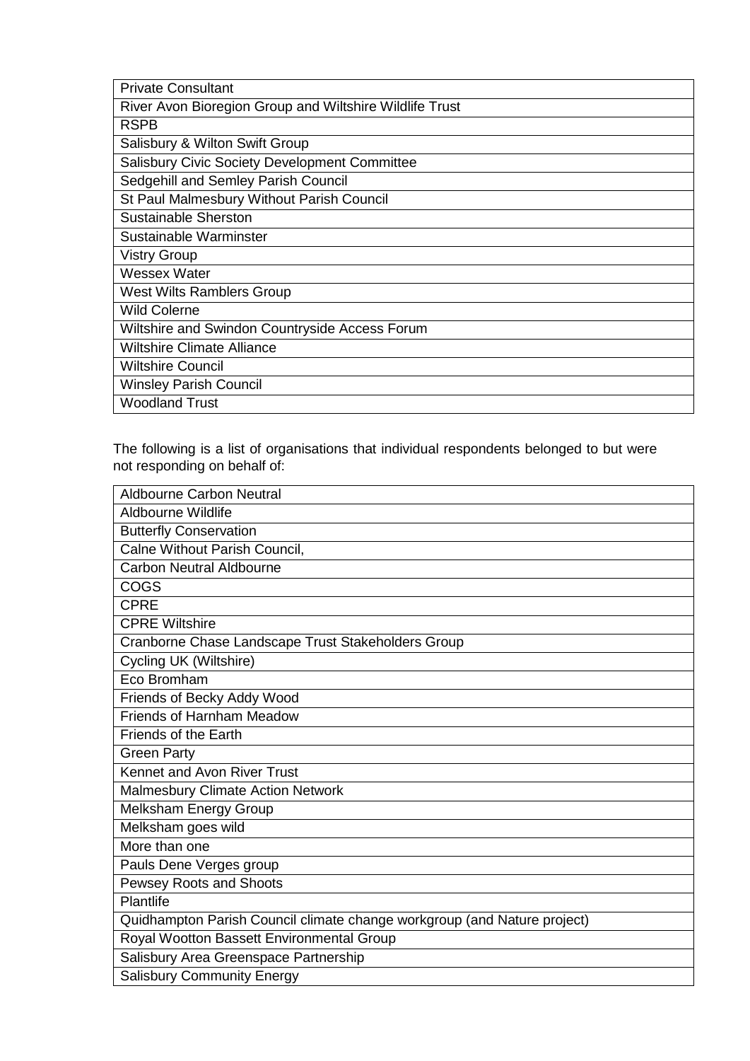| Private Consultant |
|---|
| River Avon Bioregion Group and Wiltshire Wildlife Trust |
| RSPB |
| Salisbury & Wilton Swift Group |
| Salisbury Civic Society Development Committee |
| Sedgehill and Semley Parish Council |
| St Paul Malmesbury Without Parish Council |
| Sustainable Sherston |
| Sustainable Warminster |
| Vistry Group |
| Wessex Water |
| West Wilts Ramblers Group |
| Wild Colerne |
| Wiltshire and Swindon Countryside Access Forum |
| Wiltshire Climate Alliance |
| Wiltshire Council |
| Winsley Parish Council |
| Woodland Trust |

The following is a list of organisations that individual respondents belonged to but were not responding on behalf of:

| Aldbourne Carbon Neutral |
|---|
| Aldbourne Wildlife |
| Butterfly Conservation |
| Calne Without Parish Council, |
| Carbon Neutral Aldbourne |
| COGS |
| CPRE |
| CPRE Wiltshire |
| Cranborne Chase Landscape Trust Stakeholders Group |
| Cycling UK (Wiltshire) |
| Eco Bromham |
| Friends of Becky Addy Wood |
| Friends of Harnham Meadow |
| Friends of the Earth |
| Green Party |
| Kennet and Avon River Trust |
| Malmesbury Climate Action Network |
| Melksham Energy Group |
| Melksham goes wild |
| More than one |
| Pauls Dene Verges group |
| Pewsey Roots and Shoots |
| Plantlife |
| Quidhampton Parish Council climate change workgroup (and Nature project) |
| Royal Wootton Bassett Environmental Group |
| Salisbury Area Greenspace Partnership |
| Salisbury Community Energy |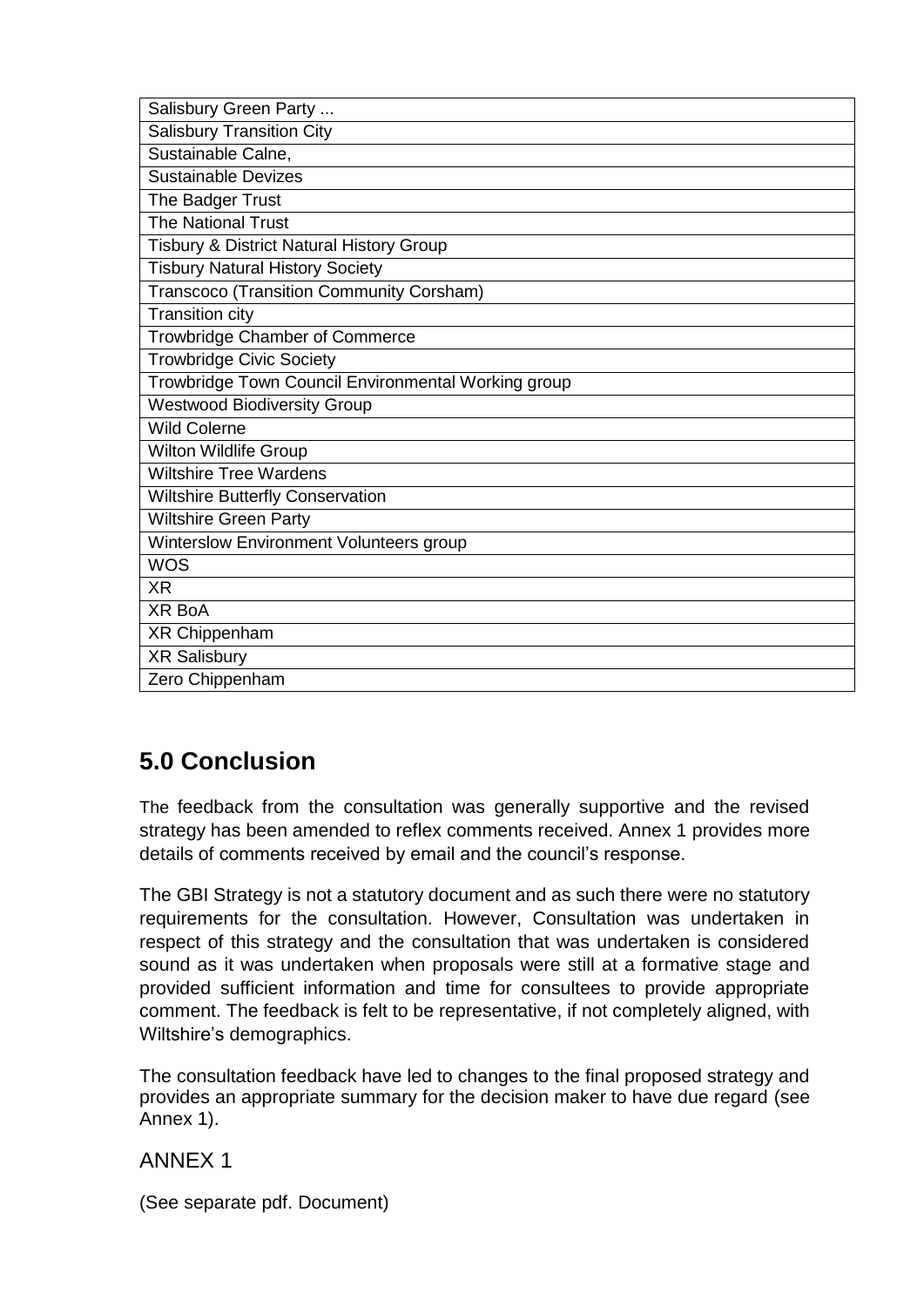| |
|---|
| Salisbury Green Party ... |
| Salisbury Transition City |
| Sustainable Calne, |
| Sustainable Devizes |
| The Badger Trust |
| The National Trust |
| Tisbury & District Natural History Group |
| Tisbury Natural History Society |
| Transcoco (Transition Community Corsham) |
| Transition city |
| Trowbridge Chamber of Commerce |
| Trowbridge Civic Society |
| Trowbridge Town Council Environmental Working group |
| Westwood Biodiversity Group |
| Wild Colerne |
| Wilton Wildlife Group |
| Wiltshire Tree Wardens |
| Wiltshire Butterfly Conservation |
| Wiltshire Green Party |
| Winterslow Environment Volunteers group |
| WOS |
| XR |
| XR BoA |
| XR Chippenham |
| XR Salisbury |
| Zero Chippenham |

## 5.0 Conclusion

The feedback from the consultation was generally supportive and the revised strategy has been amended to reflex comments received. Annex 1 provides more details of comments received by email and the council's response.

The GBI Strategy is not a statutory document and as such there were no statutory requirements for the consultation. However, Consultation was undertaken in respect of this strategy and the consultation that was undertaken is considered sound as it was undertaken when proposals were still at a formative stage and provided sufficient information and time for consultees to provide appropriate comment. The feedback is felt to be representative, if not completely aligned, with Wiltshire's demographics.

The consultation feedback have led to changes to the final proposed strategy and provides an appropriate summary for the decision maker to have due regard (see Annex 1).

ANNEX 1

(See separate pdf. Document)